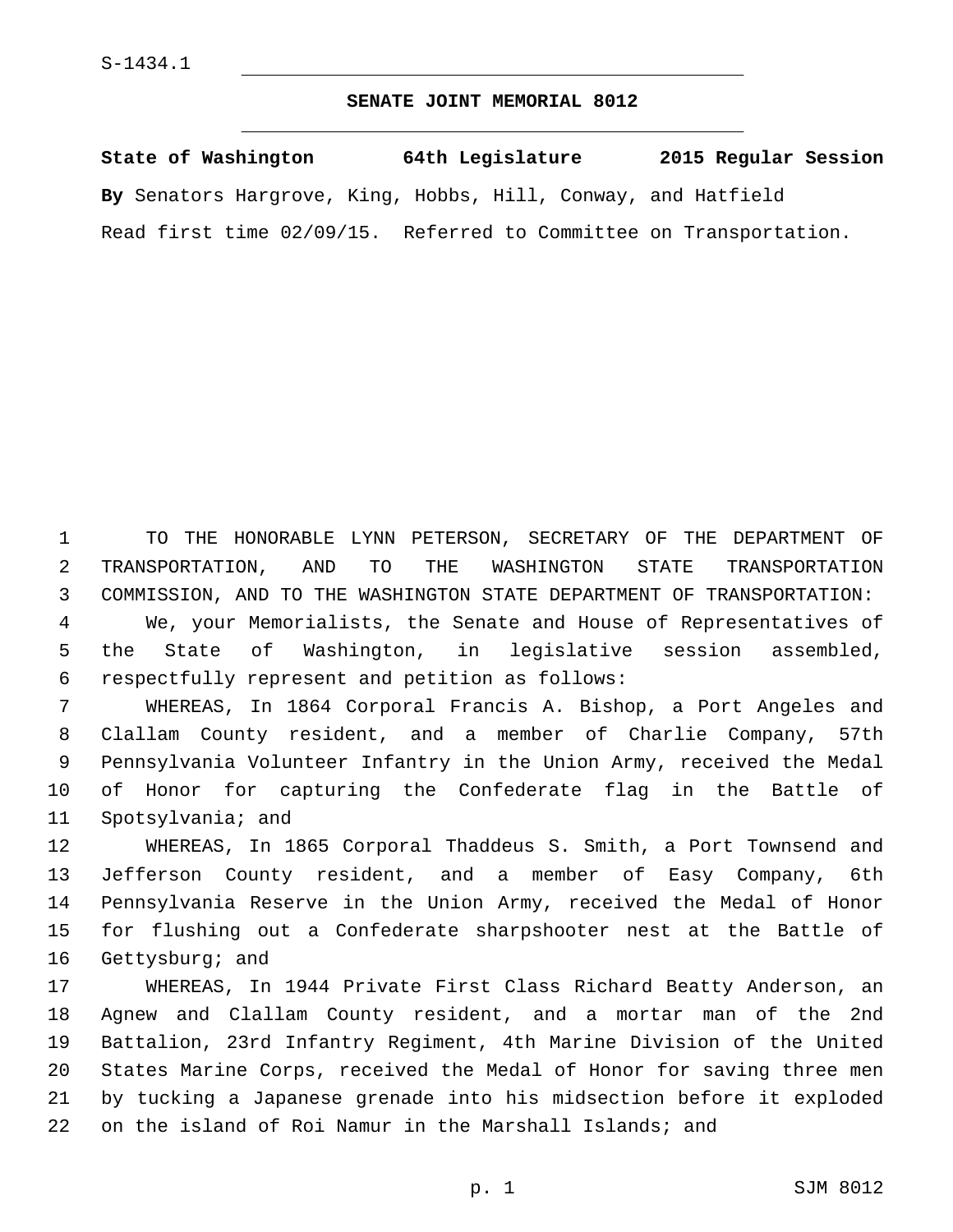S-1434.1

# SENATE JOINT MEMORIAL 8012

**State of Washington 64th Legislature 2015 Regular Session**

**By** Senators Hargrove, King, Hobbs, Hill, Conway, and Hatfield

Read first time 02/09/15. Referred to Committee on Transportation.

TO THE HONORABLE LYNN PETERSON, SECRETARY OF THE DEPARTMENT OF TRANSPORTATION, AND TO THE WASHINGTON STATE TRANSPORTATION COMMISSION, AND TO THE WASHINGTON STATE DEPARTMENT OF TRANSPORTATION:

We, your Memorialists, the Senate and House of Representatives of the State of Washington, in legislative session assembled, respectfully represent and petition as follows:

WHEREAS, In 1864 Corporal Francis A. Bishop, a Port Angeles and Clallam County resident, and a member of Charlie Company, 57th Pennsylvania Volunteer Infantry in the Union Army, received the Medal of Honor for capturing the Confederate flag in the Battle of Spotsylvania; and

WHEREAS, In 1865 Corporal Thaddeus S. Smith, a Port Townsend and Jefferson County resident, and a member of Easy Company, 6th Pennsylvania Reserve in the Union Army, received the Medal of Honor for flushing out a Confederate sharpshooter nest at the Battle of Gettysburg; and

WHEREAS, In 1944 Private First Class Richard Beatty Anderson, an Agnew and Clallam County resident, and a mortar man of the 2nd Battalion, 23rd Infantry Regiment, 4th Marine Division of the United States Marine Corps, received the Medal of Honor for saving three men by tucking a Japanese grenade into his midsection before it exploded on the island of Roi Namur in the Marshall Islands; and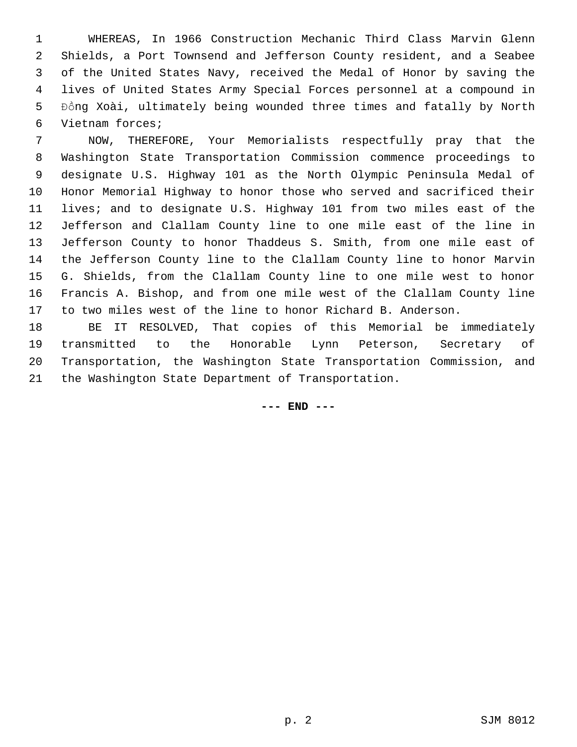WHEREAS, In 1966 Construction Mechanic Third Class Marvin Glenn Shields, a Port Townsend and Jefferson County resident, and a Seabee of the United States Navy, received the Medal of Honor by saving the lives of United States Army Special Forces personnel at a compound in Đồng Xoài, ultimately being wounded three times and fatally by North Vietnam forces;

NOW, THEREFORE, Your Memorialists respectfully pray that the Washington State Transportation Commission commence proceedings to designate U.S. Highway 101 as the North Olympic Peninsula Medal of Honor Memorial Highway to honor those who served and sacrificed their lives; and to designate U.S. Highway 101 from two miles east of the Jefferson and Clallam County line to one mile east of the line in Jefferson County to honor Thaddeus S. Smith, from one mile east of the Jefferson County line to the Clallam County line to honor Marvin G. Shields, from the Clallam County line to one mile west to honor Francis A. Bishop, and from one mile west of the Clallam County line to two miles west of the line to honor Richard B. Anderson.

BE IT RESOLVED, That copies of this Memorial be immediately transmitted to the Honorable Lynn Peterson, Secretary of Transportation, the Washington State Transportation Commission, and the Washington State Department of Transportation.

**--- END ---**